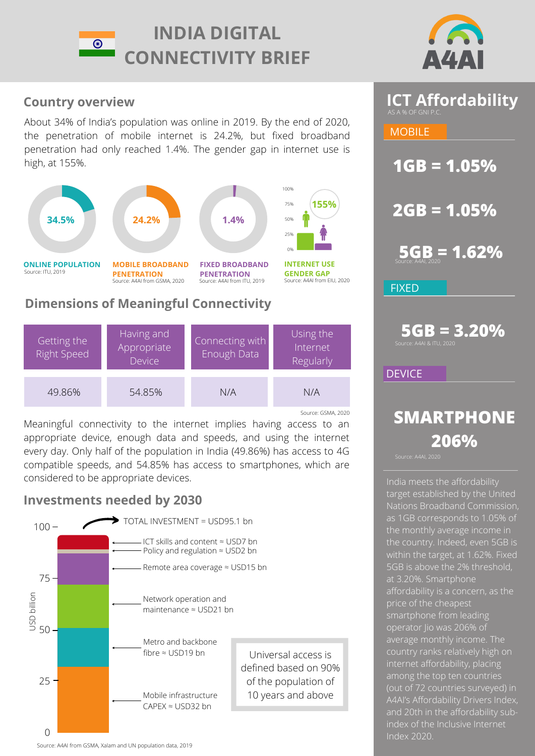# INDIA DIGITAL CONNECTIVITY BRIEF

A4AI

## Country overview

About 34% of India's population was online in 2019. By the end of 2020, the penetration of mobile internet is 24.2%, but fixed broadband penetration had only reached 1.4%. The gender gap in internet use is high, at 155%.

- **34.5%** — ONLINE POPULATION (Source: ITU, 2019)
- **24.2%** — MOBILE BROADBAND PENETRATION (Source: A4AI from GSMA, 2020)
- **1.4%** — FIXED BROADBAND PENETRATION (Source: A4AI from ITU, 2019)
- **155%** — INTERNET USE GENDER GAP (Source: A4AI from EIU, 2020)

## Dimensions of Meaningful Connectivity

| Getting the Right Speed | Having and Appropriate Device | Connecting with Enough Data | Using the Internet Regularly |
|---|---|---|---|
| 49.86% | 54.85% | N/A | N/A |

Source: GSMA, 2020

Meaningful connectivity to the internet implies having access to an appropriate device, enough data and speeds, and using the internet every day. Only half of the population in India (49.86%) has access to 4G compatible speeds, and 54.85% has access to smartphones, which are considered to be appropriate devices.

## Investments needed by 2030

TOTAL INVESTMENT = USD95.1 bn

- ICT skills and content ≈ USD7 bn
- Policy and regulation ≈ USD2 bn
- Remote area coverage ≈ USD15 bn
- Network operation and maintenance ≈ USD21 bn
- Metro and backbone fibre ≈ USD19 bn
- Mobile infrastructure CAPEX ≈ USD32 bn

Universal access is defined based on 90% of the population of 10 years and above

Source: A4AI from GSMA, Xalam and UN population data, 2019

## ICT Affordability

AS A % OF GNI P.C.

### MOBILE

**1GB = 1.05%**

**2GB = 1.05%**

**5GB = 1.62%**

Source: A4AI, 2020

### FIXED

**5GB = 3.20%**

Source: A4AI & ITU, 2020

### DEVICE

**SMARTPHONE 206%**

Source: A4AI, 2020

India meets the affordability target established by the United Nations Broadband Commission, as 1GB corresponds to 1.05% of the monthly average income in the country. Indeed, even 5GB is within the target, at 1.62%. Fixed 5GB is above the 2% threshold, at 3.20%. Smartphone affordability is a concern, as the price of the cheapest smartphone from leading operator Jio was 206% of average monthly income. The country ranks relatively high on internet affordability, placing among the top ten countries (out of 72 countries surveyed) in A4AI's Affordability Drivers Index, and 20th in the affordability sub-index of the Inclusive Internet Index 2020.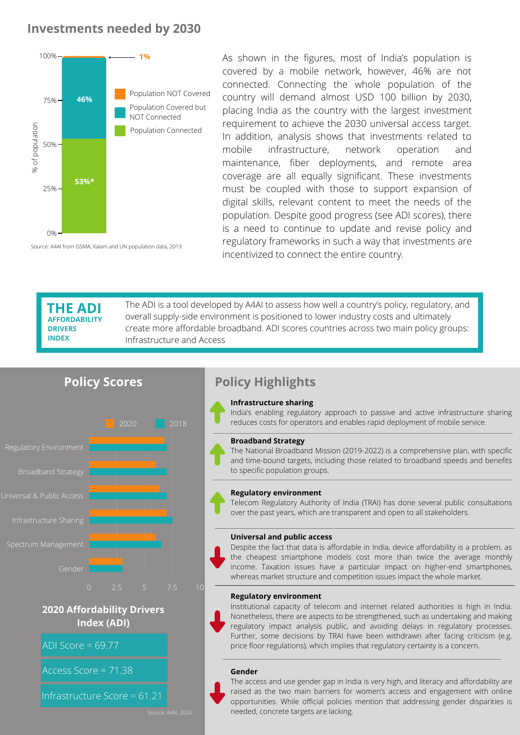## Investments needed by 2030

100%
75%
50%
25%
0%
% of population
1%
46%
53%*
Population NOT Covered
Population Covered but NOT Connected
Population Connected

Source: A4AI from GSMA, Xalam and UN population data, 2019

As shown in the figures, most of India's population is covered by a mobile network, however, 46% are not connected. Connecting the whole population of the country will demand almost USD 100 billion by 2030, placing India as the country with the largest investment requirement to achieve the 2030 universal access target. In addition, analysis shows that investments related to mobile infrastructure, network operation and maintenance, fiber deployments, and remote area coverage are all equally significant. These investments must be coupled with those to support expansion of digital skills, relevant content to meet the needs of the population. Despite good progress (see ADI scores), there is a need to continue to update and revise policy and regulatory frameworks in such a way that investments are incentivized to connect the entire country.

**THE ADI**
**AFFORDABILITY DRIVERS INDEX**

The ADI is a tool developed by A4AI to assess how well a country's policy, regulatory, and overall supply-side environment is positioned to lower industry costs and ultimately create more affordable broadband. ADI scores countries across two main policy groups: Infrastructure and Access

## Policy Scores

2020
2018
Regulatory Environment
Broadband Strategy
Universal & Public Access
Infrastructure Sharing
Spectrum Management
Gender
0
2.5
5
7.5
10

### 2020 Affordability Drivers Index (ADI)

ADI Score = 69.77

Access Score = 71.38

Infrastructure Score = 61.21

Source: A4AI, 2020

## Policy Highlights

**Infrastructure sharing**
India's enabling regulatory approach to passive and active infrastructure sharing reduces costs for operators and enables rapid deployment of mobile service.

**Broadband Strategy**
The National Broadband Mission (2019-2022) is a comprehensive plan, with specific and time-bound targets, including those related to broadband speeds and benefits to specific population groups.

**Regulatory environment**
Telecom Regulatory Authority of India (TRAI) has done several public consultations over the past years, which are transparent and open to all stakeholders.

**Universal and public access**
Despite the fact that data is affordable in India, device affordability is a problem, as the cheapest smartphone models cost more than twice the average monthly income. Taxation issues have a particular impact on higher-end smartphones, whereas market structure and competition issues impact the whole market.

**Regulatory environment**
Institutional capacity of telecom and internet related authorities is high in India. Nonetheless, there are aspects to be strengthened, such as undertaking and making regulatory impact analysis public, and avoiding delays in regulatory processes. Further, some decisions by TRAI have been withdrawn after facing criticism (e.g. price floor regulations), which implies that regulatory certainty is a concern.

**Gender**
The access and use gender gap in India is very high, and literacy and affordability are raised as the two main barriers for women's access and engagement with online opportunities. While official policies mention that addressing gender disparities is needed, concrete targets are lacking.